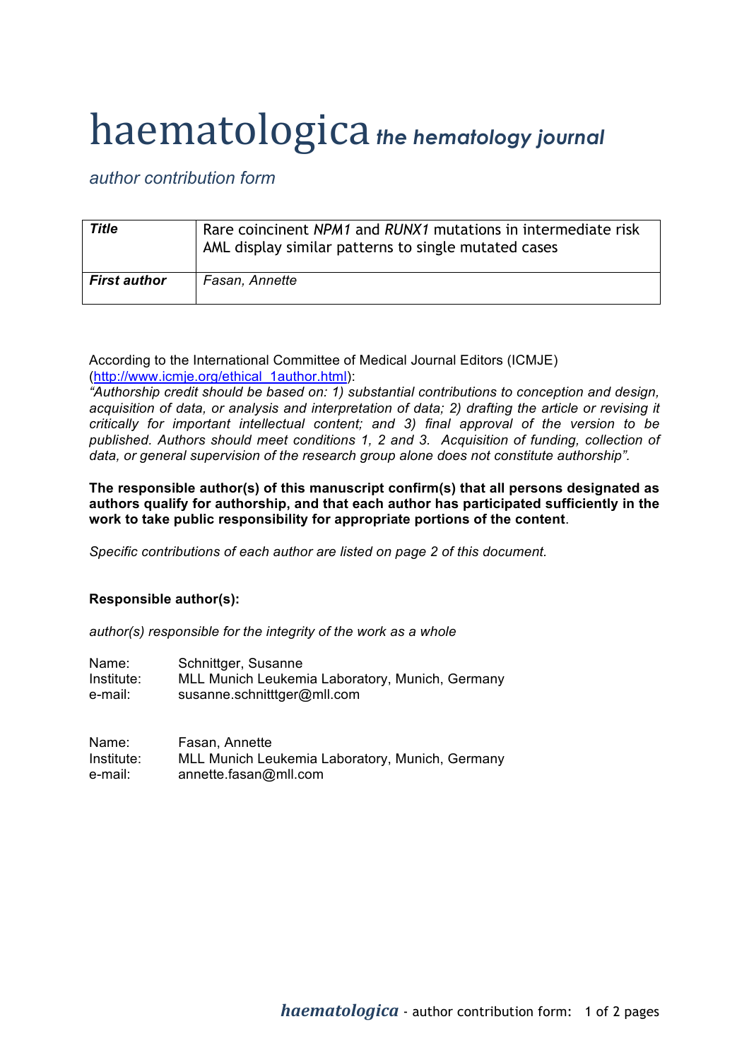# haematologica *the hematology journal*

*author contribution form*

| | |
|---|---|
| ***Title*** | Rare coincinent *NPM1* and *RUNX1* mutations in intermediate risk AML display similar patterns to single mutated cases |
| ***First author*** | *Fasan, Annette* |

According to the International Committee of Medical Journal Editors (ICMJE) (http://www.icmje.org/ethical_1author.html):
*"Authorship credit should be based on: 1) substantial contributions to conception and design, acquisition of data, or analysis and interpretation of data; 2) drafting the article or revising it critically for important intellectual content; and 3) final approval of the version to be published. Authors should meet conditions 1, 2 and 3. Acquisition of funding, collection of data, or general supervision of the research group alone does not constitute authorship".*

**The responsible author(s) of this manuscript confirm(s) that all persons designated as authors qualify for authorship, and that each author has participated sufficiently in the work to take public responsibility for appropriate portions of the content**.

*Specific contributions of each author are listed on page 2 of this document.*

**Responsible author(s):**

*author(s) responsible for the integrity of the work as a whole*

Name: Schnittger, Susanne
Institute: MLL Munich Leukemia Laboratory, Munich, Germany
e-mail: susanne.schnitttger@mll.com

Name: Fasan, Annette
Institute: MLL Munich Leukemia Laboratory, Munich, Germany
e-mail: annette.fasan@mll.com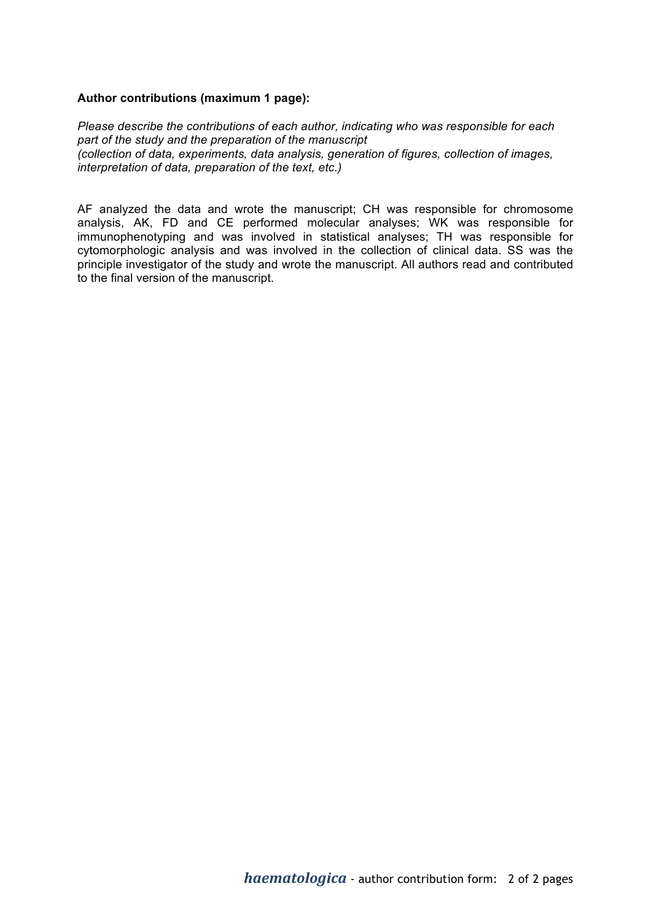**Author contributions (maximum 1 page):**

*Please describe the contributions of each author, indicating who was responsible for each part of the study and the preparation of the manuscript (collection of data, experiments, data analysis, generation of figures, collection of images, interpretation of data, preparation of the text, etc.)*

AF analyzed the data and wrote the manuscript; CH was responsible for chromosome analysis, AK, FD and CE performed molecular analyses; WK was responsible for immunophenotyping and was involved in statistical analyses; TH was responsible for cytomorphologic analysis and was involved in the collection of clinical data. SS was the principle investigator of the study and wrote the manuscript. All authors read and contributed to the final version of the manuscript.